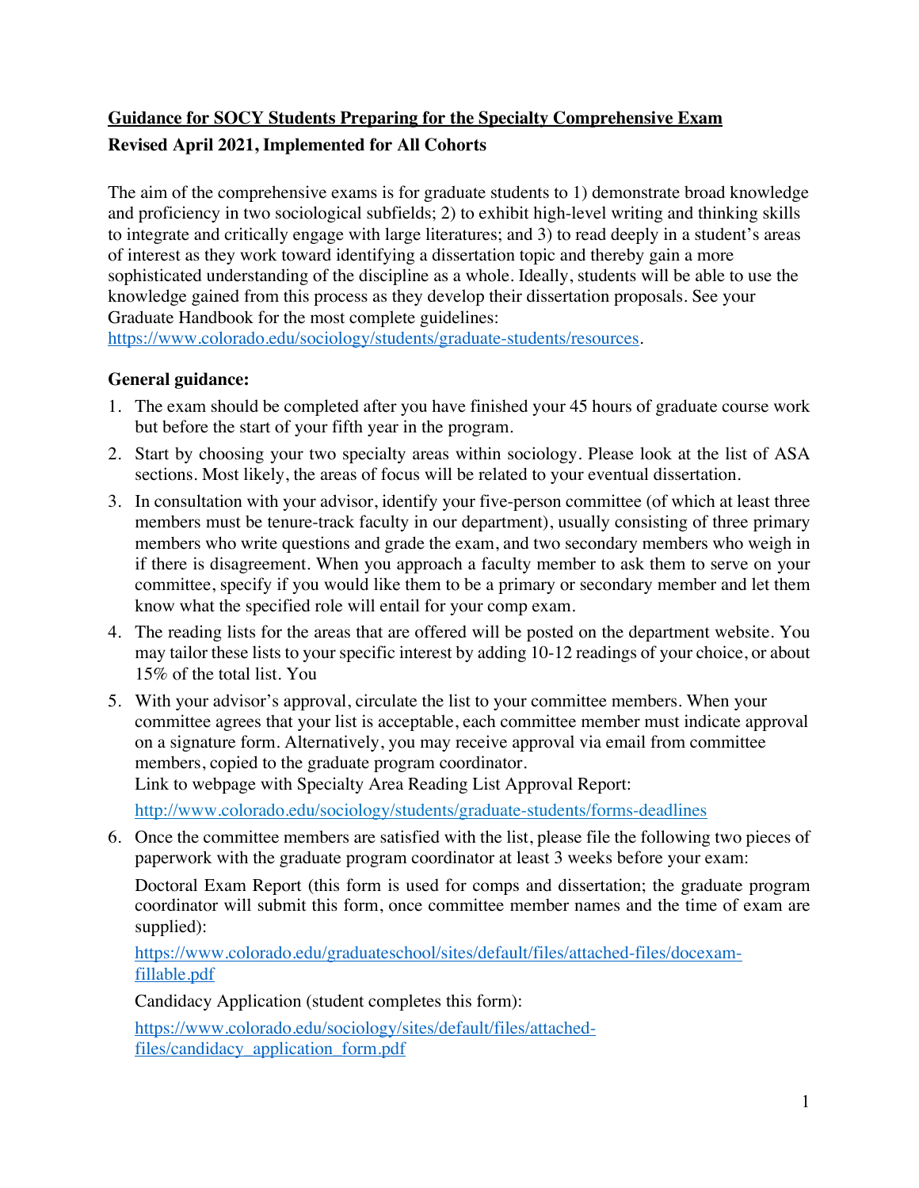**Guidance for SOCY Students Preparing for the Specialty Comprehensive Exam**

**Revised April 2021, Implemented for All Cohorts**

The aim of the comprehensive exams is for graduate students to 1) demonstrate broad knowledge and proficiency in two sociological subfields; 2) to exhibit high-level writing and thinking skills to integrate and critically engage with large literatures; and 3) to read deeply in a student's areas of interest as they work toward identifying a dissertation topic and thereby gain a more sophisticated understanding of the discipline as a whole. Ideally, students will be able to use the knowledge gained from this process as they develop their dissertation proposals. See your Graduate Handbook for the most complete guidelines: https://www.colorado.edu/sociology/students/graduate-students/resources.

**General guidance:**

1. The exam should be completed after you have finished your 45 hours of graduate course work but before the start of your fifth year in the program.
2. Start by choosing your two specialty areas within sociology. Please look at the list of ASA sections. Most likely, the areas of focus will be related to your eventual dissertation.
3. In consultation with your advisor, identify your five-person committee (of which at least three members must be tenure-track faculty in our department), usually consisting of three primary members who write questions and grade the exam, and two secondary members who weigh in if there is disagreement. When you approach a faculty member to ask them to serve on your committee, specify if you would like them to be a primary or secondary member and let them know what the specified role will entail for your comp exam.
4. The reading lists for the areas that are offered will be posted on the department website. You may tailor these lists to your specific interest by adding 10-12 readings of your choice, or about 15% of the total list. You
5. With your advisor's approval, circulate the list to your committee members. When your committee agrees that your list is acceptable, each committee member must indicate approval on a signature form. Alternatively, you may receive approval via email from committee members, copied to the graduate program coordinator.
   Link to webpage with Specialty Area Reading List Approval Report:
   http://www.colorado.edu/sociology/students/graduate-students/forms-deadlines
6. Once the committee members are satisfied with the list, please file the following two pieces of paperwork with the graduate program coordinator at least 3 weeks before your exam:

   Doctoral Exam Report (this form is used for comps and dissertation; the graduate program coordinator will submit this form, once committee member names and the time of exam are supplied):

   https://www.colorado.edu/graduateschool/sites/default/files/attached-files/docexam-fillable.pdf

   Candidacy Application (student completes this form):

   https://www.colorado.edu/sociology/sites/default/files/attached-files/candidacy_application_form.pdf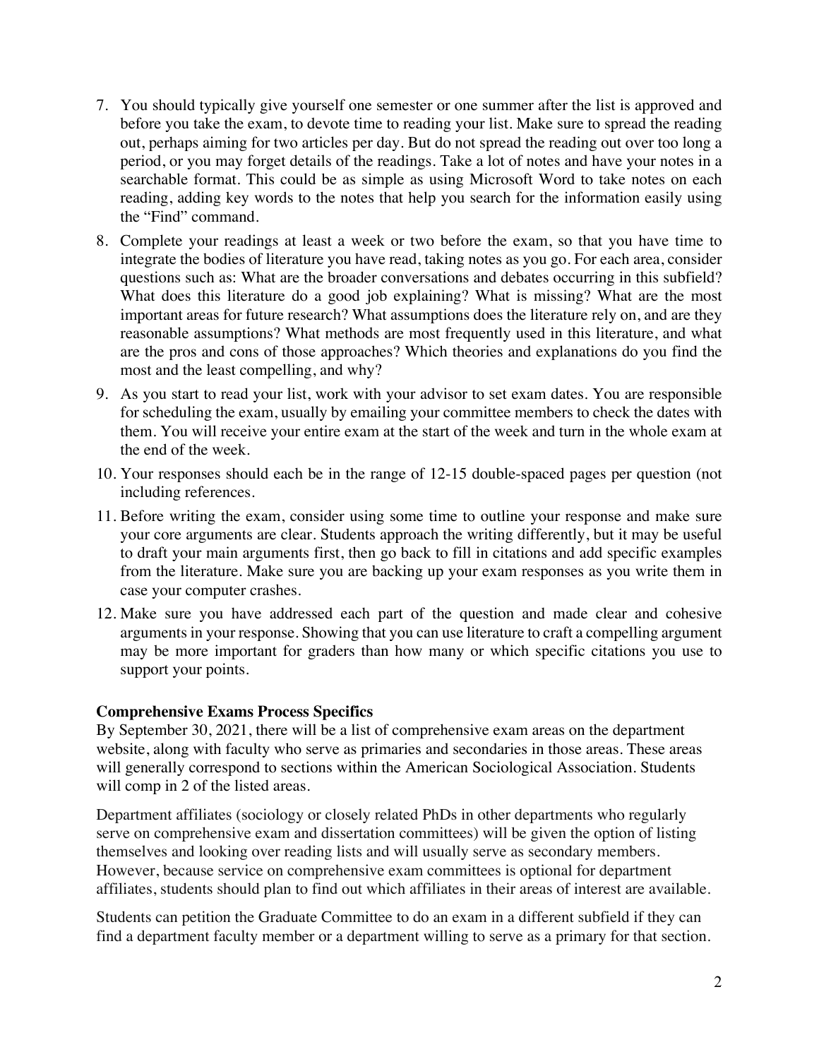7. You should typically give yourself one semester or one summer after the list is approved and before you take the exam, to devote time to reading your list. Make sure to spread the reading out, perhaps aiming for two articles per day. But do not spread the reading out over too long a period, or you may forget details of the readings. Take a lot of notes and have your notes in a searchable format. This could be as simple as using Microsoft Word to take notes on each reading, adding key words to the notes that help you search for the information easily using the "Find" command.
8. Complete your readings at least a week or two before the exam, so that you have time to integrate the bodies of literature you have read, taking notes as you go. For each area, consider questions such as: What are the broader conversations and debates occurring in this subfield? What does this literature do a good job explaining? What is missing? What are the most important areas for future research? What assumptions does the literature rely on, and are they reasonable assumptions? What methods are most frequently used in this literature, and what are the pros and cons of those approaches? Which theories and explanations do you find the most and the least compelling, and why?
9. As you start to read your list, work with your advisor to set exam dates. You are responsible for scheduling the exam, usually by emailing your committee members to check the dates with them. You will receive your entire exam at the start of the week and turn in the whole exam at the end of the week.
10. Your responses should each be in the range of 12-15 double-spaced pages per question (not including references.
11. Before writing the exam, consider using some time to outline your response and make sure your core arguments are clear. Students approach the writing differently, but it may be useful to draft your main arguments first, then go back to fill in citations and add specific examples from the literature. Make sure you are backing up your exam responses as you write them in case your computer crashes.
12. Make sure you have addressed each part of the question and made clear and cohesive arguments in your response. Showing that you can use literature to craft a compelling argument may be more important for graders than how many or which specific citations you use to support your points.

**Comprehensive Exams Process Specifics**

By September 30, 2021, there will be a list of comprehensive exam areas on the department website, along with faculty who serve as primaries and secondaries in those areas. These areas will generally correspond to sections within the American Sociological Association. Students will comp in 2 of the listed areas.

Department affiliates (sociology or closely related PhDs in other departments who regularly serve on comprehensive exam and dissertation committees) will be given the option of listing themselves and looking over reading lists and will usually serve as secondary members. However, because service on comprehensive exam committees is optional for department affiliates, students should plan to find out which affiliates in their areas of interest are available.

Students can petition the Graduate Committee to do an exam in a different subfield if they can find a department faculty member or a department willing to serve as a primary for that section.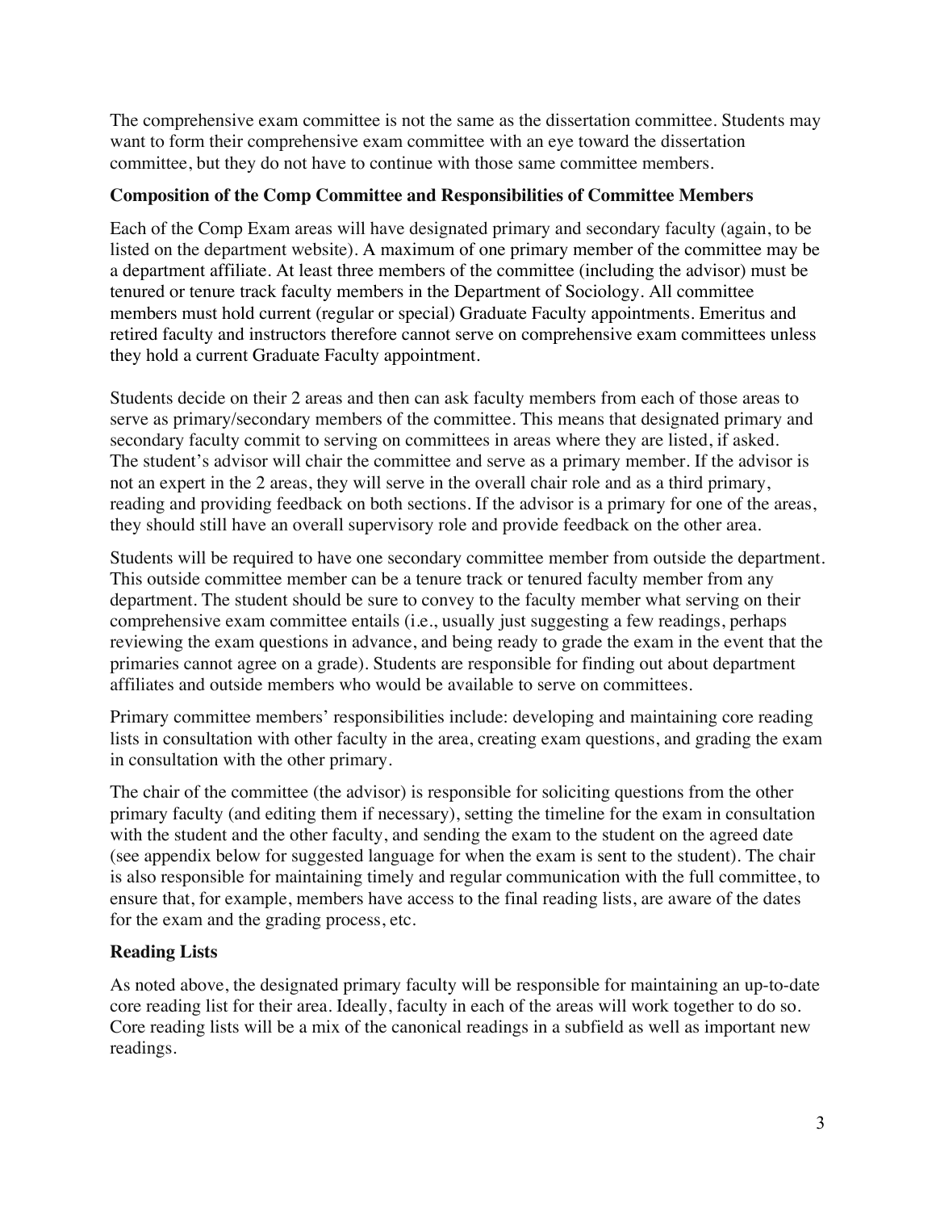The comprehensive exam committee is not the same as the dissertation committee. Students may want to form their comprehensive exam committee with an eye toward the dissertation committee, but they do not have to continue with those same committee members.

**Composition of the Comp Committee and Responsibilities of Committee Members**

Each of the Comp Exam areas will have designated primary and secondary faculty (again, to be listed on the department website). A maximum of one primary member of the committee may be a department affiliate. At least three members of the committee (including the advisor) must be tenured or tenure track faculty members in the Department of Sociology. All committee members must hold current (regular or special) Graduate Faculty appointments. Emeritus and retired faculty and instructors therefore cannot serve on comprehensive exam committees unless they hold a current Graduate Faculty appointment.

Students decide on their 2 areas and then can ask faculty members from each of those areas to serve as primary/secondary members of the committee. This means that designated primary and secondary faculty commit to serving on committees in areas where they are listed, if asked. The student's advisor will chair the committee and serve as a primary member. If the advisor is not an expert in the 2 areas, they will serve in the overall chair role and as a third primary, reading and providing feedback on both sections. If the advisor is a primary for one of the areas, they should still have an overall supervisory role and provide feedback on the other area.

Students will be required to have one secondary committee member from outside the department. This outside committee member can be a tenure track or tenured faculty member from any department. The student should be sure to convey to the faculty member what serving on their comprehensive exam committee entails (i.e., usually just suggesting a few readings, perhaps reviewing the exam questions in advance, and being ready to grade the exam in the event that the primaries cannot agree on a grade). Students are responsible for finding out about department affiliates and outside members who would be available to serve on committees.

Primary committee members' responsibilities include: developing and maintaining core reading lists in consultation with other faculty in the area, creating exam questions, and grading the exam in consultation with the other primary.

The chair of the committee (the advisor) is responsible for soliciting questions from the other primary faculty (and editing them if necessary), setting the timeline for the exam in consultation with the student and the other faculty, and sending the exam to the student on the agreed date (see appendix below for suggested language for when the exam is sent to the student). The chair is also responsible for maintaining timely and regular communication with the full committee, to ensure that, for example, members have access to the final reading lists, are aware of the dates for the exam and the grading process, etc.

**Reading Lists**

As noted above, the designated primary faculty will be responsible for maintaining an up-to-date core reading list for their area. Ideally, faculty in each of the areas will work together to do so. Core reading lists will be a mix of the canonical readings in a subfield as well as important new readings.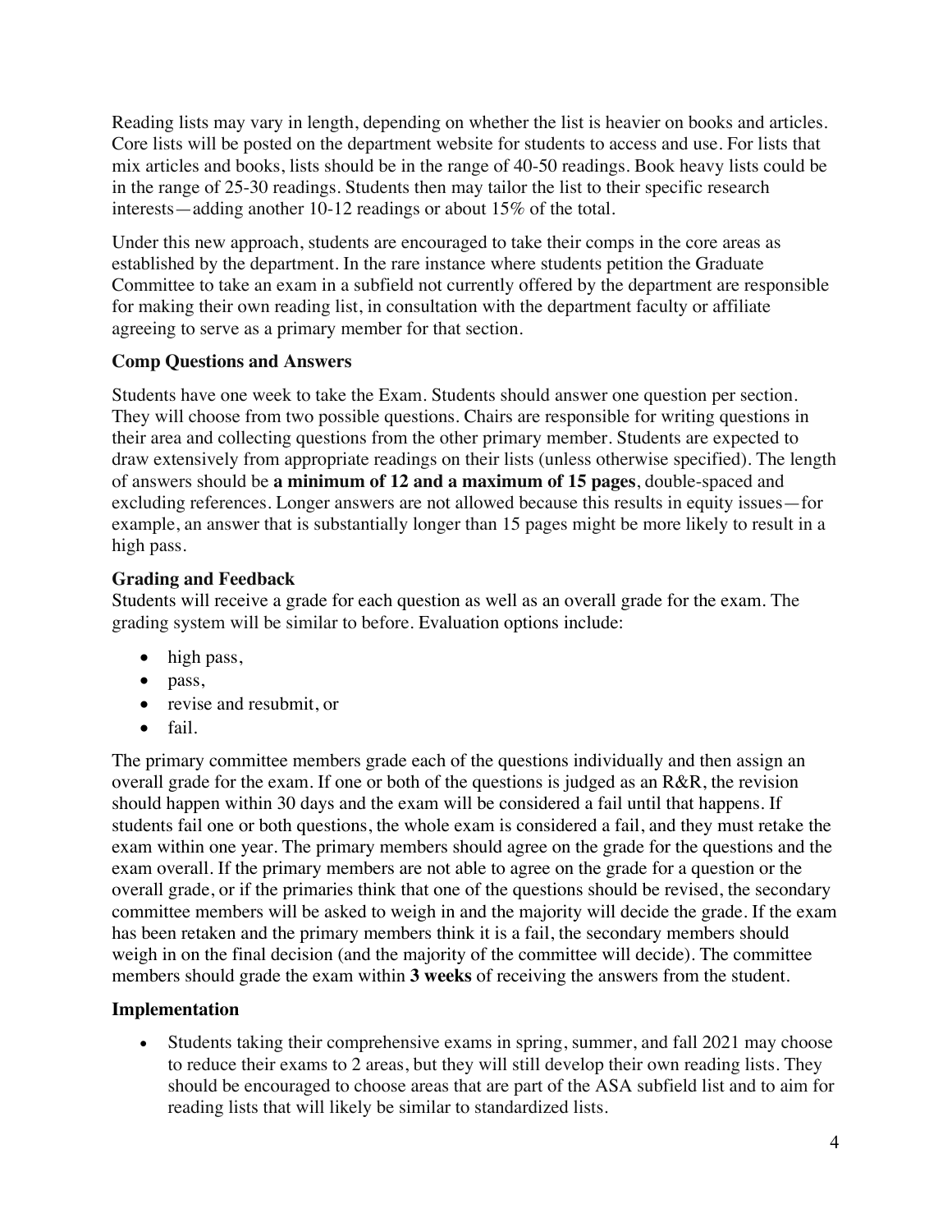Reading lists may vary in length, depending on whether the list is heavier on books and articles. Core lists will be posted on the department website for students to access and use. For lists that mix articles and books, lists should be in the range of 40-50 readings. Book heavy lists could be in the range of 25-30 readings. Students then may tailor the list to their specific research interests—adding another 10-12 readings or about 15% of the total.

Under this new approach, students are encouraged to take their comps in the core areas as established by the department. In the rare instance where students petition the Graduate Committee to take an exam in a subfield not currently offered by the department are responsible for making their own reading list, in consultation with the department faculty or affiliate agreeing to serve as a primary member for that section.

### Comp Questions and Answers

Students have one week to take the Exam. Students should answer one question per section. They will choose from two possible questions. Chairs are responsible for writing questions in their area and collecting questions from the other primary member. Students are expected to draw extensively from appropriate readings on their lists (unless otherwise specified). The length of answers should be **a minimum of 12 and a maximum of 15 pages**, double-spaced and excluding references. Longer answers are not allowed because this results in equity issues—for example, an answer that is substantially longer than 15 pages might be more likely to result in a high pass.

### Grading and Feedback

Students will receive a grade for each question as well as an overall grade for the exam. The grading system will be similar to before. Evaluation options include:

- high pass,
- pass,
- revise and resubmit, or
- fail.

The primary committee members grade each of the questions individually and then assign an overall grade for the exam. If one or both of the questions is judged as an R&R, the revision should happen within 30 days and the exam will be considered a fail until that happens. If students fail one or both questions, the whole exam is considered a fail, and they must retake the exam within one year. The primary members should agree on the grade for the questions and the exam overall. If the primary members are not able to agree on the grade for a question or the overall grade, or if the primaries think that one of the questions should be revised, the secondary committee members will be asked to weigh in and the majority will decide the grade. If the exam has been retaken and the primary members think it is a fail, the secondary members should weigh in on the final decision (and the majority of the committee will decide). The committee members should grade the exam within **3 weeks** of receiving the answers from the student.

### Implementation

- Students taking their comprehensive exams in spring, summer, and fall 2021 may choose to reduce their exams to 2 areas, but they will still develop their own reading lists. They should be encouraged to choose areas that are part of the ASA subfield list and to aim for reading lists that will likely be similar to standardized lists.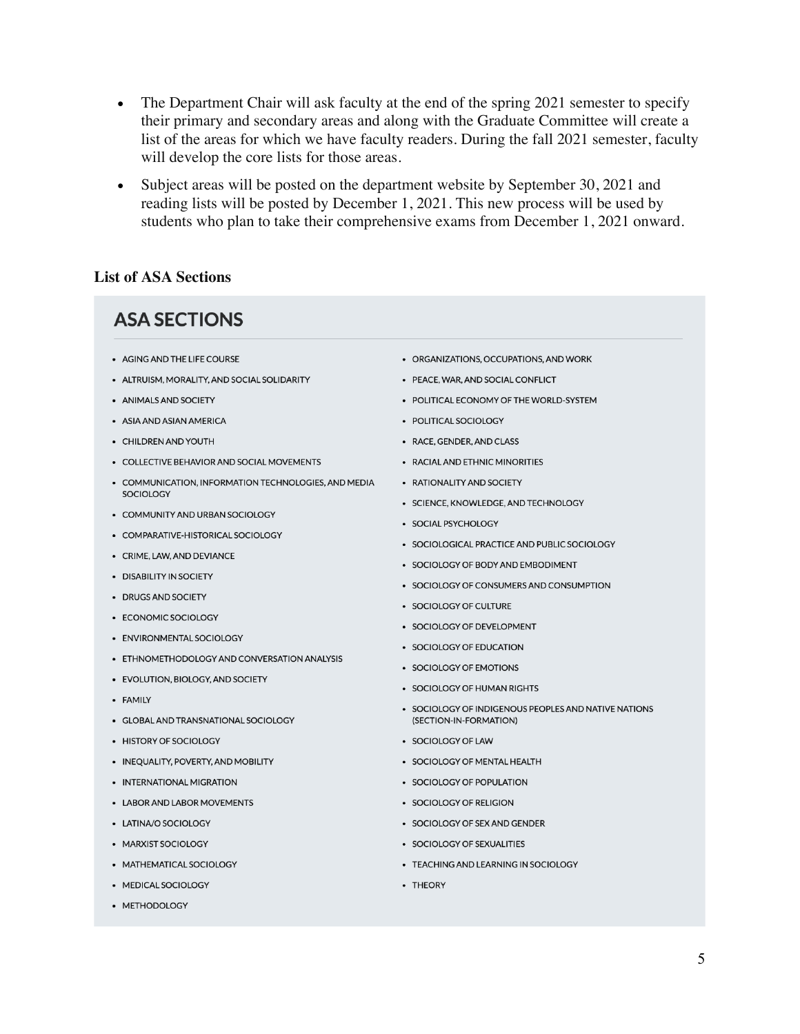- The Department Chair will ask faculty at the end of the spring 2021 semester to specify their primary and secondary areas and along with the Graduate Committee will create a list of the areas for which we have faculty readers. During the fall 2021 semester, faculty will develop the core lists for those areas.
- Subject areas will be posted on the department website by September 30, 2021 and reading lists will be posted by December 1, 2021. This new process will be used by students who plan to take their comprehensive exams from December 1, 2021 onward.

**List of ASA Sections**

## ASA SECTIONS

- AGING AND THE LIFE COURSE
- ALTRUISM, MORALITY, AND SOCIAL SOLIDARITY
- ANIMALS AND SOCIETY
- ASIA AND ASIAN AMERICA
- CHILDREN AND YOUTH
- COLLECTIVE BEHAVIOR AND SOCIAL MOVEMENTS
- COMMUNICATION, INFORMATION TECHNOLOGIES, AND MEDIA SOCIOLOGY
- COMMUNITY AND URBAN SOCIOLOGY
- COMPARATIVE-HISTORICAL SOCIOLOGY
- CRIME, LAW, AND DEVIANCE
- DISABILITY IN SOCIETY
- DRUGS AND SOCIETY
- ECONOMIC SOCIOLOGY
- ENVIRONMENTAL SOCIOLOGY
- ETHNOMETHODOLOGY AND CONVERSATION ANALYSIS
- EVOLUTION, BIOLOGY, AND SOCIETY
- FAMILY
- GLOBAL AND TRANSNATIONAL SOCIOLOGY
- HISTORY OF SOCIOLOGY
- INEQUALITY, POVERTY, AND MOBILITY
- INTERNATIONAL MIGRATION
- LABOR AND LABOR MOVEMENTS
- LATINA/O SOCIOLOGY
- MARXIST SOCIOLOGY
- MATHEMATICAL SOCIOLOGY
- MEDICAL SOCIOLOGY
- METHODOLOGY
- ORGANIZATIONS, OCCUPATIONS, AND WORK
- PEACE, WAR, AND SOCIAL CONFLICT
- POLITICAL ECONOMY OF THE WORLD-SYSTEM
- POLITICAL SOCIOLOGY
- RACE, GENDER, AND CLASS
- RACIAL AND ETHNIC MINORITIES
- RATIONALITY AND SOCIETY
- SCIENCE, KNOWLEDGE, AND TECHNOLOGY
- SOCIAL PSYCHOLOGY
- SOCIOLOGICAL PRACTICE AND PUBLIC SOCIOLOGY
- SOCIOLOGY OF BODY AND EMBODIMENT
- SOCIOLOGY OF CONSUMERS AND CONSUMPTION
- SOCIOLOGY OF CULTURE
- SOCIOLOGY OF DEVELOPMENT
- SOCIOLOGY OF EDUCATION
- SOCIOLOGY OF EMOTIONS
- SOCIOLOGY OF HUMAN RIGHTS
- SOCIOLOGY OF INDIGENOUS PEOPLES AND NATIVE NATIONS (SECTION-IN-FORMATION)
- SOCIOLOGY OF LAW
- SOCIOLOGY OF MENTAL HEALTH
- SOCIOLOGY OF POPULATION
- SOCIOLOGY OF RELIGION
- SOCIOLOGY OF SEX AND GENDER
- SOCIOLOGY OF SEXUALITIES
- TEACHING AND LEARNING IN SOCIOLOGY
- THEORY